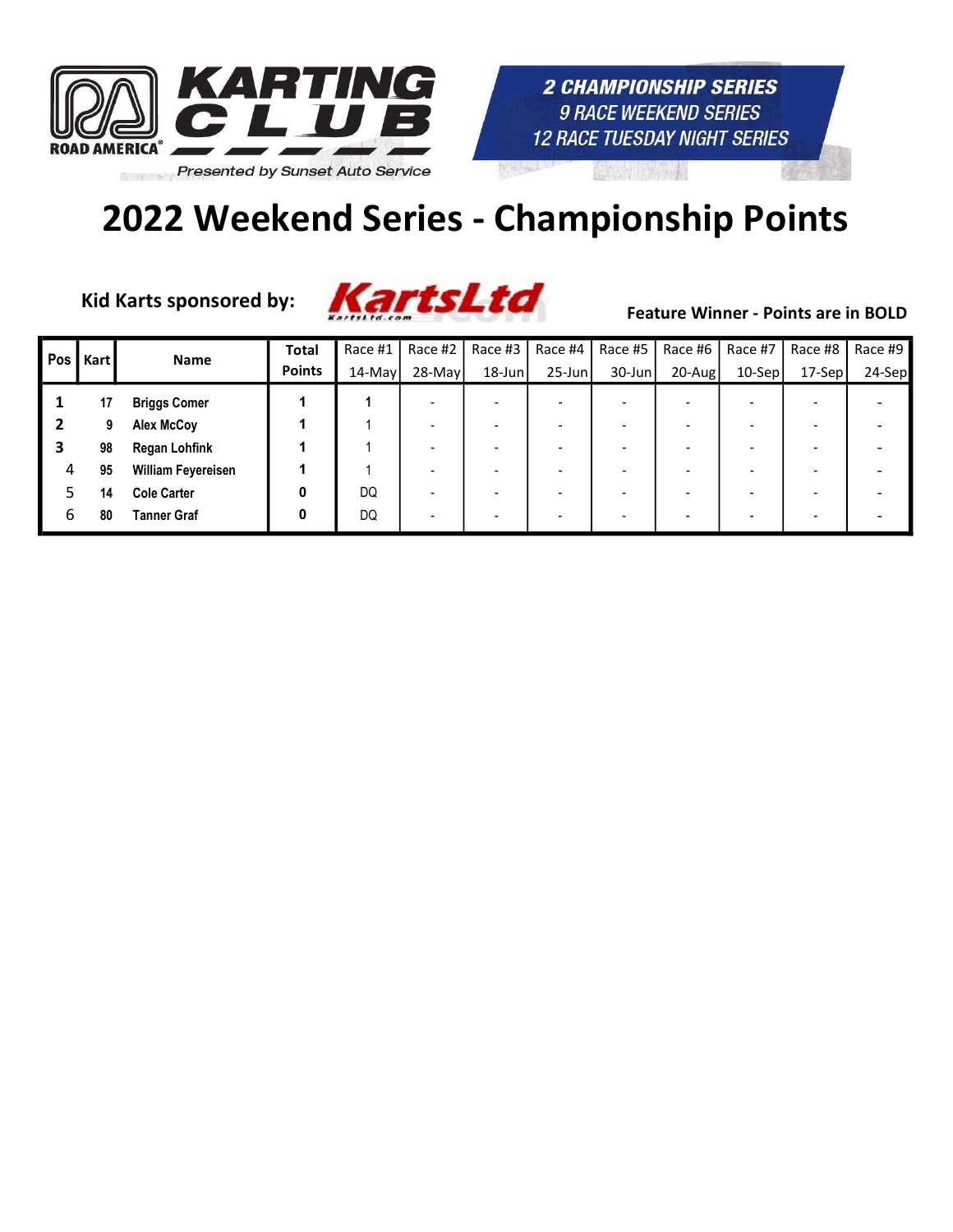ROAD AMERICA® KARTING CLUB

Presented by Sunset Auto Service

2 CHAMPIONSHIP SERIES
9 RACE WEEKEND SERIES
12 RACE TUESDAY NIGHT SERIES

# 2022 Weekend Series - Championship Points

**Kid Karts sponsored by:** KartsLtd

**Feature Winner - Points are in BOLD**

| Pos | Kart | Name | Total Points | Race #1 14-May | Race #2 28-May | Race #3 18-Jun | Race #4 25-Jun | Race #5 30-Jun | Race #6 20-Aug | Race #7 10-Sep | Race #8 17-Sep | Race #9 24-Sep |
|---|---|---|---|---|---|---|---|---|---|---|---|---|
| **1** | 17 | Briggs Comer | 1 | **1** | - | - | - | - | - | - | - | - |
| **2** | 9 | Alex McCoy | 1 | 1 | - | - | - | - | - | - | - | - |
| **3** | 98 | Regan Lohfink | 1 | 1 | - | - | - | - | - | - | - | - |
| 4 | 95 | William Feyereisen | 1 | 1 | - | - | - | - | - | - | - | - |
| 5 | 14 | Cole Carter | 0 | DQ | - | - | - | - | - | - | - | - |
| 6 | 80 | Tanner Graf | 0 | DQ | - | - | - | - | - | - | - | - |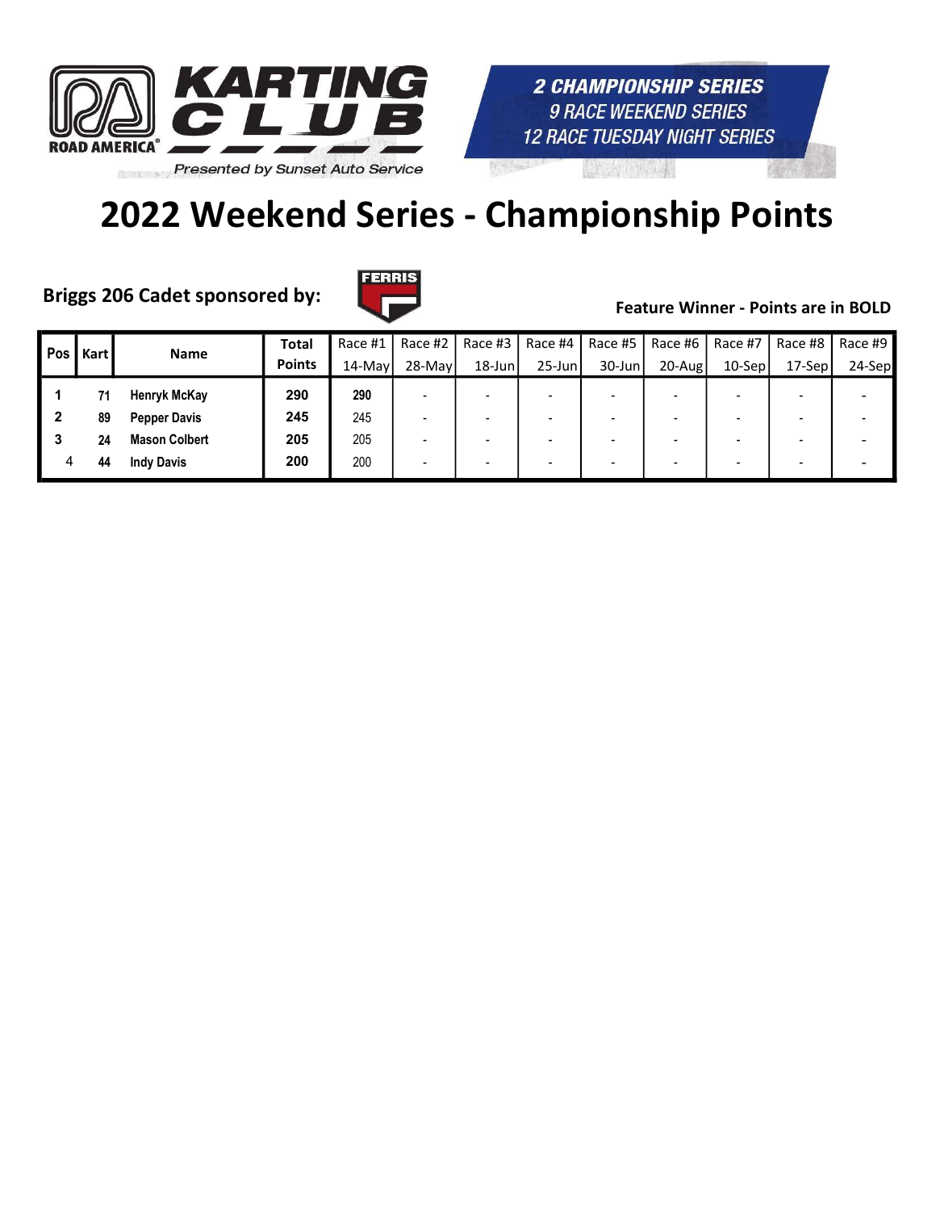KARTING CLUB ROAD AMERICA

Presented by Sunset Auto Service

2 CHAMPIONSHIP SERIES
9 RACE WEEKEND SERIES
12 RACE TUESDAY NIGHT SERIES

# 2022 Weekend Series - Championship Points

**Briggs 206 Cadet sponsored by:** FERRIS

**Feature Winner - Points are in BOLD**

| Pos | Kart | Name | Total Points | Race #1 14-May | Race #2 28-May | Race #3 18-Jun | Race #4 25-Jun | Race #5 30-Jun | Race #6 20-Aug | Race #7 10-Sep | Race #8 17-Sep | Race #9 24-Sep |
|---|---|---|---|---|---|---|---|---|---|---|---|---|
| **1** | **71** | **Henryk McKay** | **290** | **290** | - | - | - | - | - | - | - | - |
| **2** | **89** | **Pepper Davis** | **245** | 245 | - | - | - | - | - | - | - | - |
| **3** | **24** | **Mason Colbert** | **205** | 205 | - | - | - | - | - | - | - | - |
| 4 | **44** | **Indy Davis** | **200** | 200 | - | - | - | - | - | - | - | - |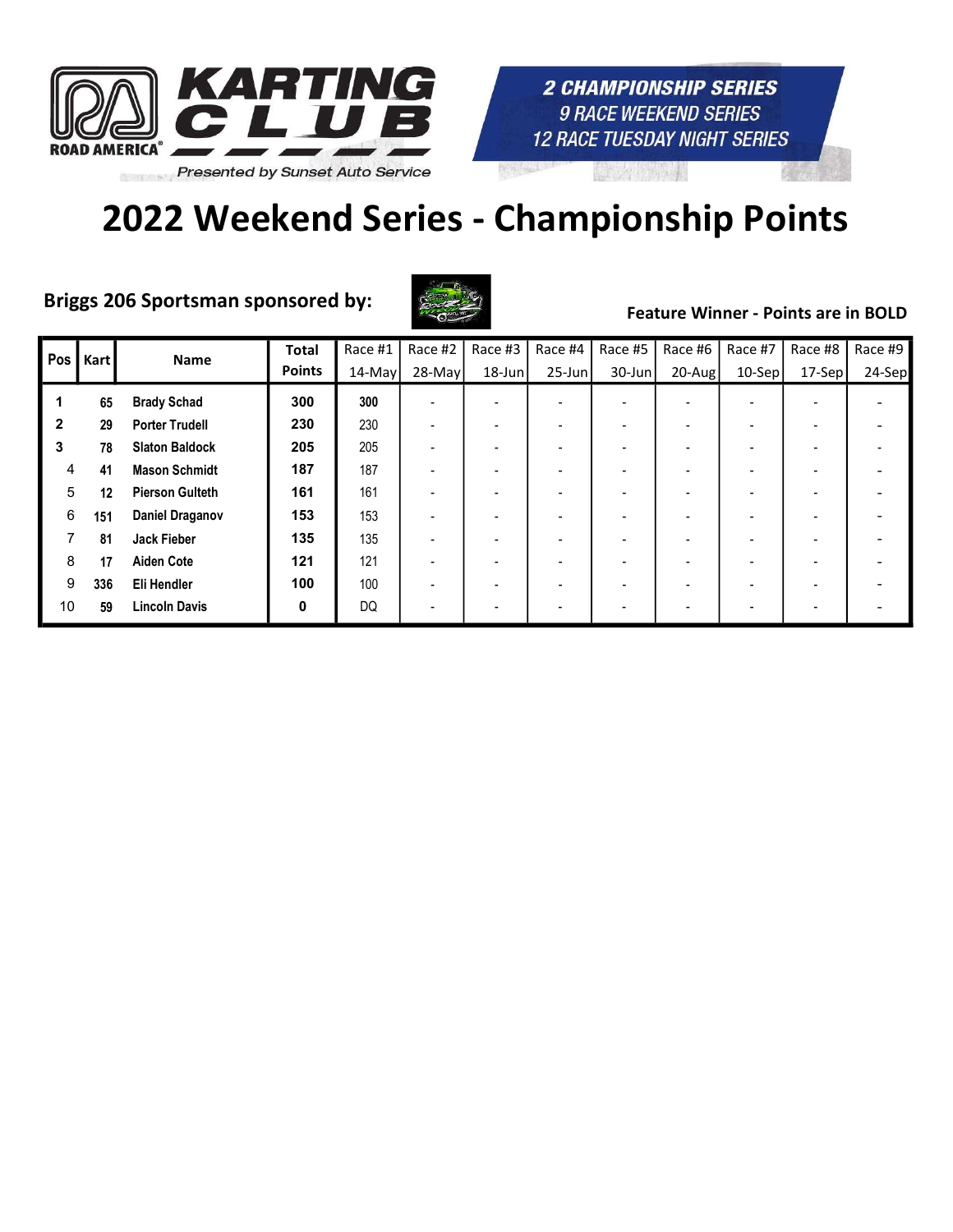KARTING CLUB
ROAD AMERICA®
Presented by Sunset Auto Service

**2 CHAMPIONSHIP SERIES**
9 RACE WEEKEND SERIES
12 RACE TUESDAY NIGHT SERIES

# 2022 Weekend Series - Championship Points

**Briggs 206 Sportsman sponsored by:**

**Feature Winner - Points are in BOLD**

| Pos | Kart | Name | Total Points | Race #1 14-May | Race #2 28-May | Race #3 18-Jun | Race #4 25-Jun | Race #5 30-Jun | Race #6 20-Aug | Race #7 10-Sep | Race #8 17-Sep | Race #9 24-Sep |
|---|---|---|---|---|---|---|---|---|---|---|---|---|
| 1 | 65 | Brady Schad | 300 | **300** | - | - | - | - | - | - | - | - |
| 2 | 29 | Porter Trudell | 230 | 230 | - | - | - | - | - | - | - | - |
| 3 | 78 | Slaton Baldock | 205 | 205 | - | - | - | - | - | - | - | - |
| 4 | 41 | Mason Schmidt | 187 | 187 | - | - | - | - | - | - | - | - |
| 5 | 12 | Pierson Gulteth | 161 | 161 | - | - | - | - | - | - | - | - |
| 6 | 151 | Daniel Draganov | 153 | 153 | - | - | - | - | - | - | - | - |
| 7 | 81 | Jack Fieber | 135 | 135 | - | - | - | - | - | - | - | - |
| 8 | 17 | Aiden Cote | 121 | 121 | - | - | - | - | - | - | - | - |
| 9 | 336 | Eli Hendler | 100 | 100 | - | - | - | - | - | - | - | - |
| 10 | 59 | Lincoln Davis | 0 | DQ | - | - | - | - | - | - | - | - |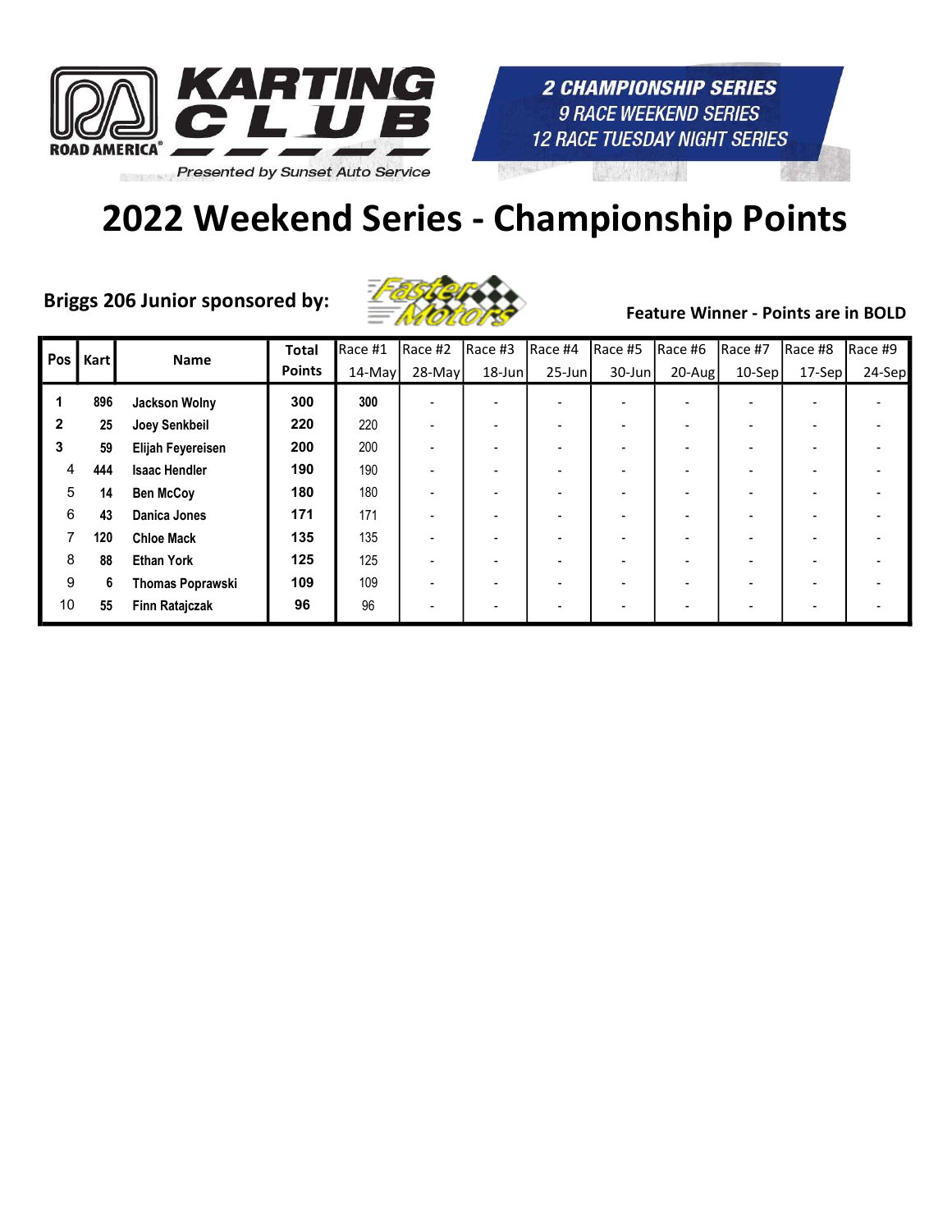KARTING CLUB
ROAD AMERICA®
Presented by Sunset Auto Service

*2 CHAMPIONSHIP SERIES*
*9 RACE WEEKEND SERIES*
*12 RACE TUESDAY NIGHT SERIES*

# 2022 Weekend Series - Championship Points

**Briggs 206 Junior sponsored by:** Faster Motors

**Feature Winner - Points are in BOLD**

| Pos | Kart | Name | Total Points | Race #1 14-May | Race #2 28-May | Race #3 18-Jun | Race #4 25-Jun | Race #5 30-Jun | Race #6 20-Aug | Race #7 10-Sep | Race #8 17-Sep | Race #9 24-Sep |
|---|---|---|---|---|---|---|---|---|---|---|---|---|
| **1** | 896 | Jackson Wolny | **300** | **300** | - | - | - | - | - | - | - | - |
| **2** | 25 | Joey Senkbeil | **220** | 220 | - | - | - | - | - | - | - | - |
| **3** | 59 | Elijah Feyereisen | **200** | 200 | - | - | - | - | - | - | - | - |
| 4 | 444 | Isaac Hendler | **190** | 190 | - | - | - | - | - | - | - | - |
| 5 | 14 | Ben McCoy | **180** | 180 | - | - | - | - | - | - | - | - |
| 6 | 43 | Danica Jones | **171** | 171 | - | - | - | - | - | - | - | - |
| 7 | 120 | Chloe Mack | **135** | 135 | - | - | - | - | - | - | - | - |
| 8 | 88 | Ethan York | **125** | 125 | - | - | - | - | - | - | - | - |
| 9 | 6 | Thomas Poprawski | **109** | 109 | - | - | - | - | - | - | - | - |
| 10 | 55 | Finn Ratajczak | **96** | 96 | - | - | - | - | - | - | - | - |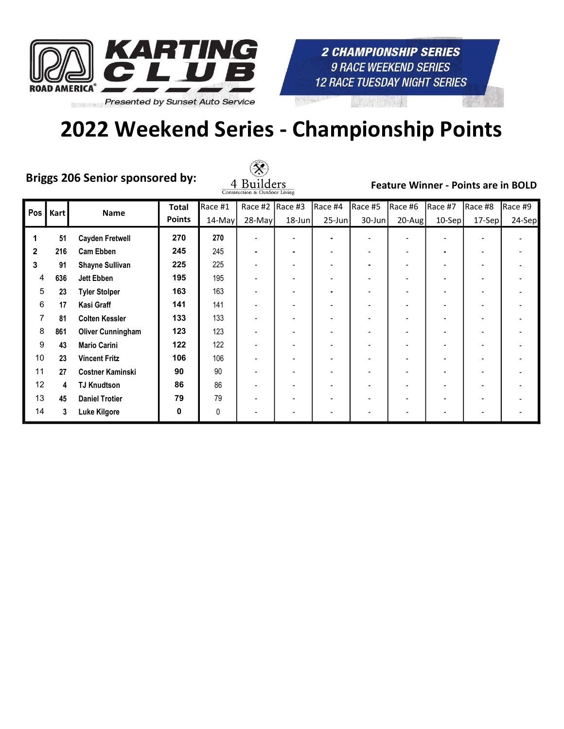KARTING CLUB
ROAD AMERICA
Presented by Sunset Auto Service

**2 CHAMPIONSHIP SERIES**
*9 RACE WEEKEND SERIES*
*12 RACE TUESDAY NIGHT SERIES*

# 2022 Weekend Series - Championship Points

**Briggs 206 Senior sponsored by:** 4 Builders Construction & Outdoor Living

**Feature Winner - Points are in BOLD**

| Pos | Kart | Name | Total Points | Race #1 14-May | Race #2 28-May | Race #3 18-Jun | Race #4 25-Jun | Race #5 30-Jun | Race #6 20-Aug | Race #7 10-Sep | Race #8 17-Sep | Race #9 24-Sep |
|---|---|---|---|---|---|---|---|---|---|---|---|---|
| **1** | **51** | **Cayden Fretwell** | **270** | **270** | - | - | - | - | - | - | - | - |
| **2** | **216** | **Cam Ebben** | **245** | 245 | - | - | - | - | - | - | - | - |
| **3** | **91** | **Shayne Sullivan** | **225** | 225 | - | - | - | - | - | - | - | - |
| 4 | **636** | **Jett Ebben** | **195** | 195 | - | - | - | - | - | - | - | - |
| 5 | **23** | **Tyler Stolper** | **163** | 163 | - | - | - | - | - | - | - | - |
| 6 | **17** | **Kasi Graff** | **141** | 141 | - | - | - | - | - | - | - | - |
| 7 | **81** | **Colten Kessler** | **133** | 133 | - | - | - | - | - | - | - | - |
| 8 | **861** | **Oliver Cunningham** | **123** | 123 | - | - | - | - | - | - | - | - |
| 9 | **43** | **Mario Carini** | **122** | 122 | - | - | - | - | - | - | - | - |
| 10 | **23** | **Vincent Fritz** | **106** | 106 | - | - | - | - | - | - | - | - |
| 11 | **27** | **Costner Kaminski** | **90** | 90 | - | - | - | - | - | - | - | - |
| 12 | **4** | **TJ Knudtson** | **86** | 86 | - | - | - | - | - | - | - | - |
| 13 | **45** | **Daniel Trotier** | **79** | 79 | - | - | - | - | - | - | - | - |
| 14 | **3** | **Luke Kilgore** | **0** | 0 | - | - | - | - | - | - | - | - |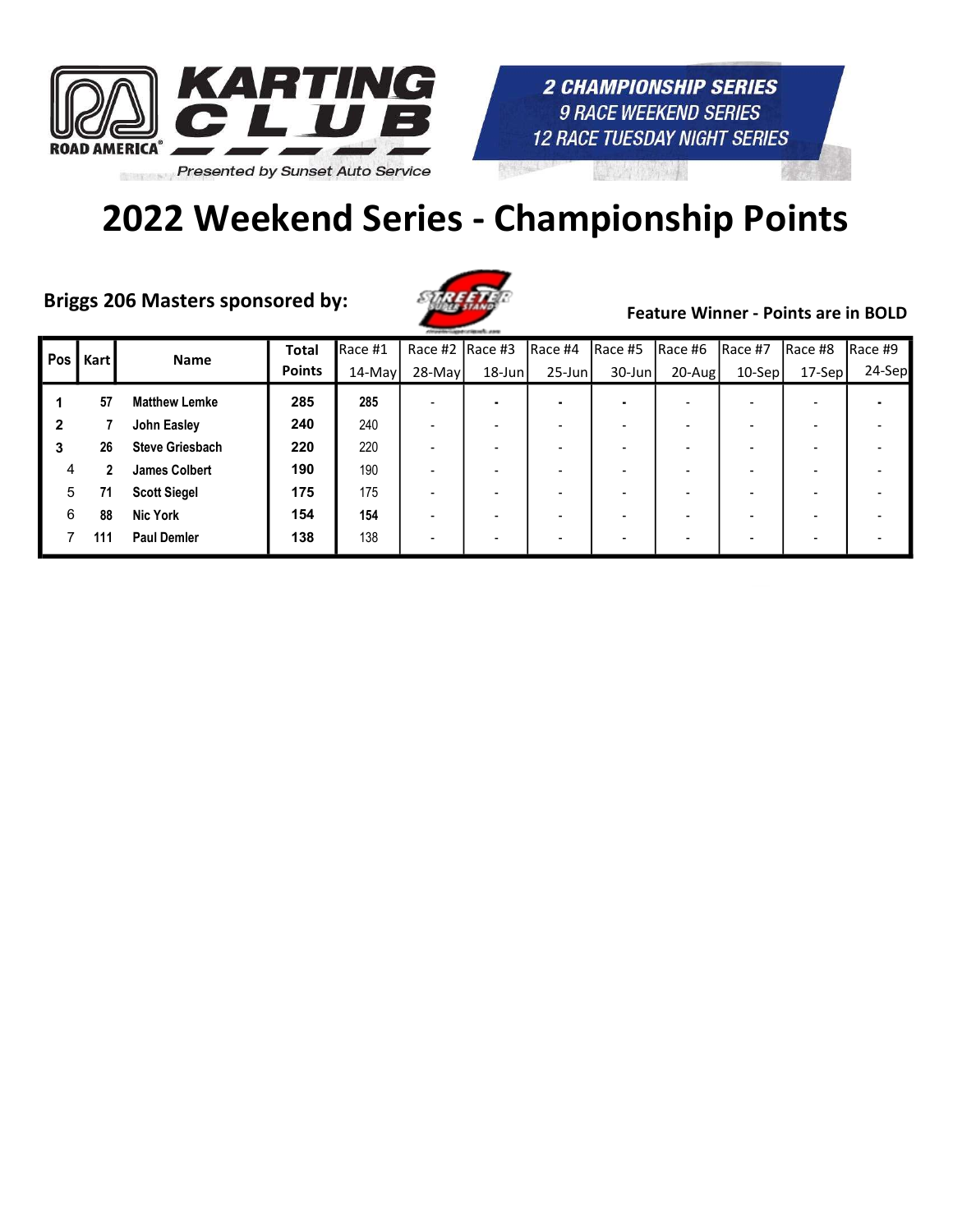KARTING CLUB
ROAD AMERICA®
Presented by Sunset Auto Service

2 CHAMPIONSHIP SERIES
9 RACE WEEKEND SERIES
12 RACE TUESDAY NIGHT SERIES

# 2022 Weekend Series - Championship Points

**Briggs 206 Masters sponsored by:**

**Feature Winner - Points are in BOLD**

| Pos | Kart | Name | Total Points | Race #1 14-May | Race #2 28-May | Race #3 18-Jun | Race #4 25-Jun | Race #5 30-Jun | Race #6 20-Aug | Race #7 10-Sep | Race #8 17-Sep | Race #9 24-Sep |
|---|---|---|---|---|---|---|---|---|---|---|---|---|
| 1 | 57 | Matthew Lemke | 285 | **285** | - | - | - | - | - | - | - | - |
| 2 | 7 | John Easley | 240 | 240 | - | - | - | - | - | - | - | - |
| 3 | 26 | Steve Griesbach | 220 | 220 | - | - | - | - | - | - | - | - |
| 4 | 2 | James Colbert | 190 | 190 | - | - | - | - | - | - | - | - |
| 5 | 71 | Scott Siegel | 175 | 175 | - | - | - | - | - | - | - | - |
| 6 | 88 | Nic York | 154 | **154** | - | - | - | - | - | - | - | - |
| 7 | 111 | Paul Demler | 138 | 138 | - | - | - | - | - | - | - | - |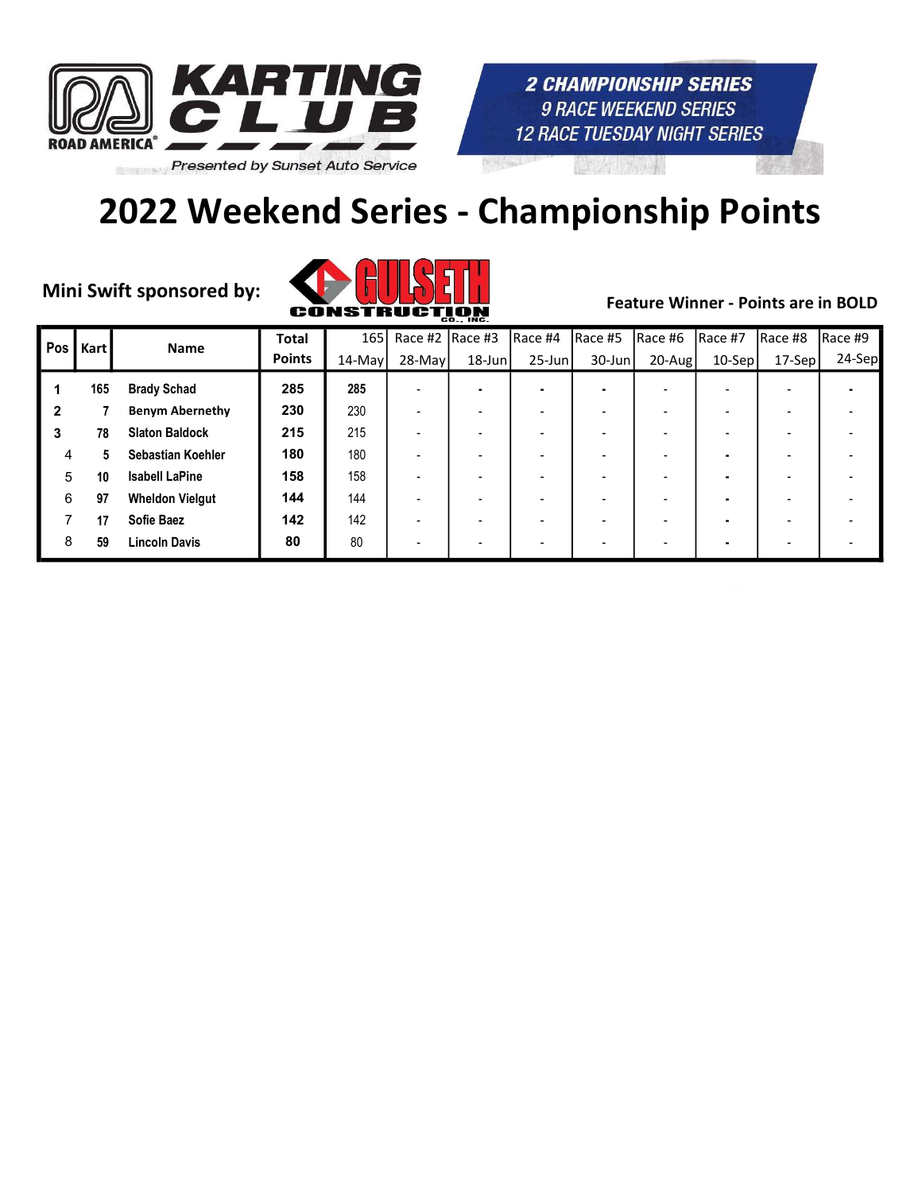KARTING CLUB ROAD AMERICA

Presented by Sunset Auto Service

2 CHAMPIONSHIP SERIES
9 RACE WEEKEND SERIES
12 RACE TUESDAY NIGHT SERIES

# 2022 Weekend Series - Championship Points

**Mini Swift sponsored by:** GULSETH CONSTRUCTION CO., INC.

**Feature Winner - Points are in BOLD**

| Pos | Kart | Name | Total Points | 165 14-May | Race #2 28-May | Race #3 18-Jun | Race #4 25-Jun | Race #5 30-Jun | Race #6 20-Aug | Race #7 10-Sep | Race #8 17-Sep | Race #9 24-Sep |
|---|---|---|---|---|---|---|---|---|---|---|---|---|
| 1 | 165 | Brady Schad | 285 | **285** | - | - | - | - | - | - | - | - |
| 2 | 7 | Benym Abernethy | 230 | 230 | - | - | - | - | - | - | - | - |
| 3 | 78 | Slaton Baldock | 215 | 215 | - | - | - | - | - | - | - | - |
| 4 | 5 | Sebastian Koehler | 180 | 180 | - | - | - | - | - | - | - | - |
| 5 | 10 | Isabell LaPine | 158 | 158 | - | - | - | - | - | - | - | - |
| 6 | 97 | Wheldon Vielgut | 144 | 144 | - | - | - | - | - | - | - | - |
| 7 | 17 | Sofie Baez | 142 | 142 | - | - | - | - | - | - | - | - |
| 8 | 59 | Lincoln Davis | 80 | 80 | - | - | - | - | - | - | - | - |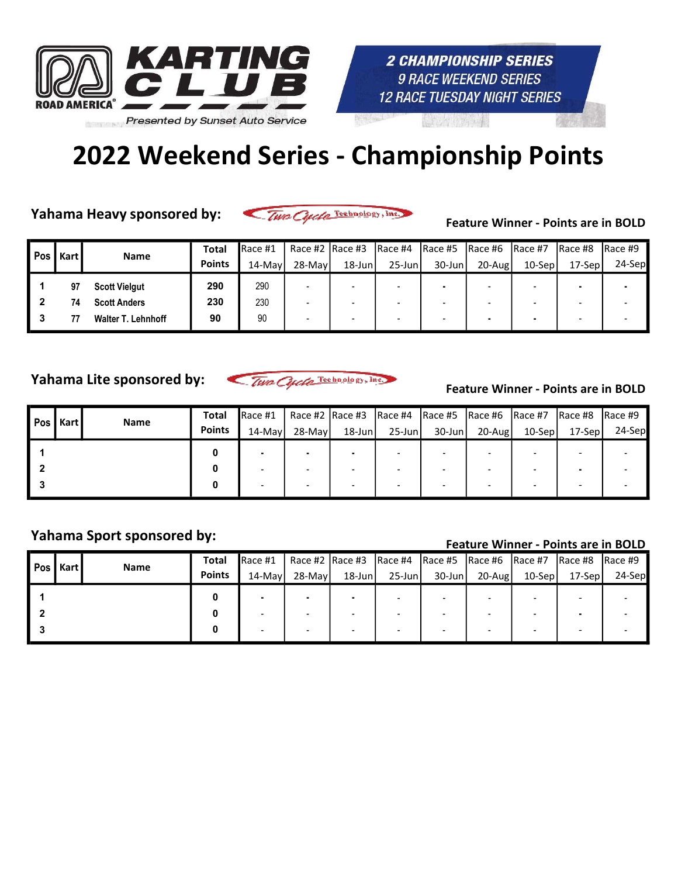**KARTING CLUB**

**ROAD AMERICA**

Presented by Sunset Auto Service

**2 CHAMPIONSHIP SERIES**
**9 RACE WEEKEND SERIES**
**12 RACE TUESDAY NIGHT SERIES**

# 2022 Weekend Series - Championship Points

**Yahama Heavy sponsored by:** Two Cycle Technology, Inc.

**Feature Winner - Points are in BOLD**

| Pos | Kart | Name | Total Points | Race #1 14-May | Race #2 28-May | Race #3 18-Jun | Race #4 25-Jun | Race #5 30-Jun | Race #6 20-Aug | Race #7 10-Sep | Race #8 17-Sep | Race #9 24-Sep |
|---|---|---|---|---|---|---|---|---|---|---|---|---|
| 1 | 97 | Scott Vielgut | 290 | 290 | - | - | - | - | - | - | - | - |
| 2 | 74 | Scott Anders | 230 | 230 | - | - | - | - | - | - | - | - |
| 3 | 77 | Walter T. Lehnhoff | 90 | 90 | - | - | - | - | - | - | - | - |

**Yahama Lite sponsored by:** Two Cycle Technology, Inc.

**Feature Winner - Points are in BOLD**

| Pos | Kart | Name | Total Points | Race #1 14-May | Race #2 28-May | Race #3 18-Jun | Race #4 25-Jun | Race #5 30-Jun | Race #6 20-Aug | Race #7 10-Sep | Race #8 17-Sep | Race #9 24-Sep |
|---|---|---|---|---|---|---|---|---|---|---|---|---|
| 1 | | | 0 | - | - | - | - | - | - | - | - | - |
| 2 | | | 0 | - | - | - | - | - | - | - | - | - |
| 3 | | | 0 | - | - | - | - | - | - | - | - | - |

**Yahama Sport sponsored by:**

**Feature Winner - Points are in BOLD**

| Pos | Kart | Name | Total Points | Race #1 14-May | Race #2 28-May | Race #3 18-Jun | Race #4 25-Jun | Race #5 30-Jun | Race #6 20-Aug | Race #7 10-Sep | Race #8 17-Sep | Race #9 24-Sep |
|---|---|---|---|---|---|---|---|---|---|---|---|---|
| 1 | | | 0 | - | - | - | - | - | - | - | - | - |
| 2 | | | 0 | - | - | - | - | - | - | - | - | - |
| 3 | | | 0 | - | - | - | - | - | - | - | - | - |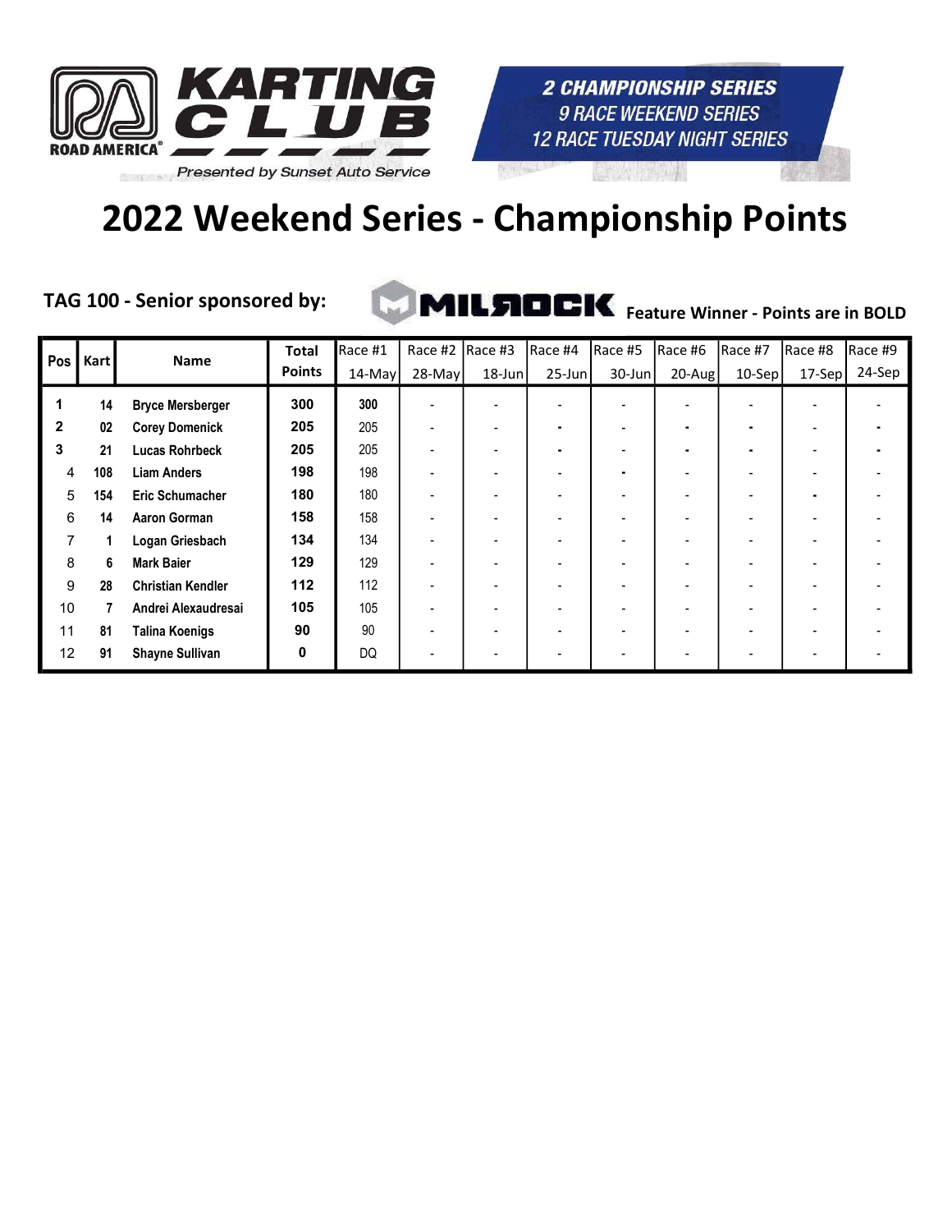KARTING CLUB

ROAD AMERICA

Presented by Sunset Auto Service

2 CHAMPIONSHIP SERIES
9 RACE WEEKEND SERIES
12 RACE TUESDAY NIGHT SERIES

# 2022 Weekend Series - Championship Points

**TAG 100 - Senior sponsored by:** MILROCK **Feature Winner - Points are in BOLD**

| Pos | Kart | Name | Total Points | Race #1 14-May | Race #2 28-May | Race #3 18-Jun | Race #4 25-Jun | Race #5 30-Jun | Race #6 20-Aug | Race #7 10-Sep | Race #8 17-Sep | Race #9 24-Sep |
|---|---|---|---|---|---|---|---|---|---|---|---|---|
| 1 | 14 | Bryce Mersberger | 300 | **300** | - | - | - | - | - | - | - | - |
| 2 | 02 | Corey Domenick | 205 | 205 | - | - | - | - | - | - | - | - |
| 3 | 21 | Lucas Rohrbeck | 205 | 205 | - | - | - | - | - | - | - | - |
| 4 | 108 | Liam Anders | 198 | 198 | - | - | - | - | - | - | - | - |
| 5 | 154 | Eric Schumacher | 180 | 180 | - | - | - | - | - | - | - | - |
| 6 | 14 | Aaron Gorman | 158 | 158 | - | - | - | - | - | - | - | - |
| 7 | 1 | Logan Griesbach | 134 | 134 | - | - | - | - | - | - | - | - |
| 8 | 6 | Mark Baier | 129 | 129 | - | - | - | - | - | - | - | - |
| 9 | 28 | Christian Kendler | 112 | 112 | - | - | - | - | - | - | - | - |
| 10 | 7 | Andrei Alexaudresai | 105 | 105 | - | - | - | - | - | - | - | - |
| 11 | 81 | Talina Koenigs | 90 | 90 | - | - | - | - | - | - | - | - |
| 12 | 91 | Shayne Sullivan | 0 | DQ | - | - | - | - | - | - | - | - |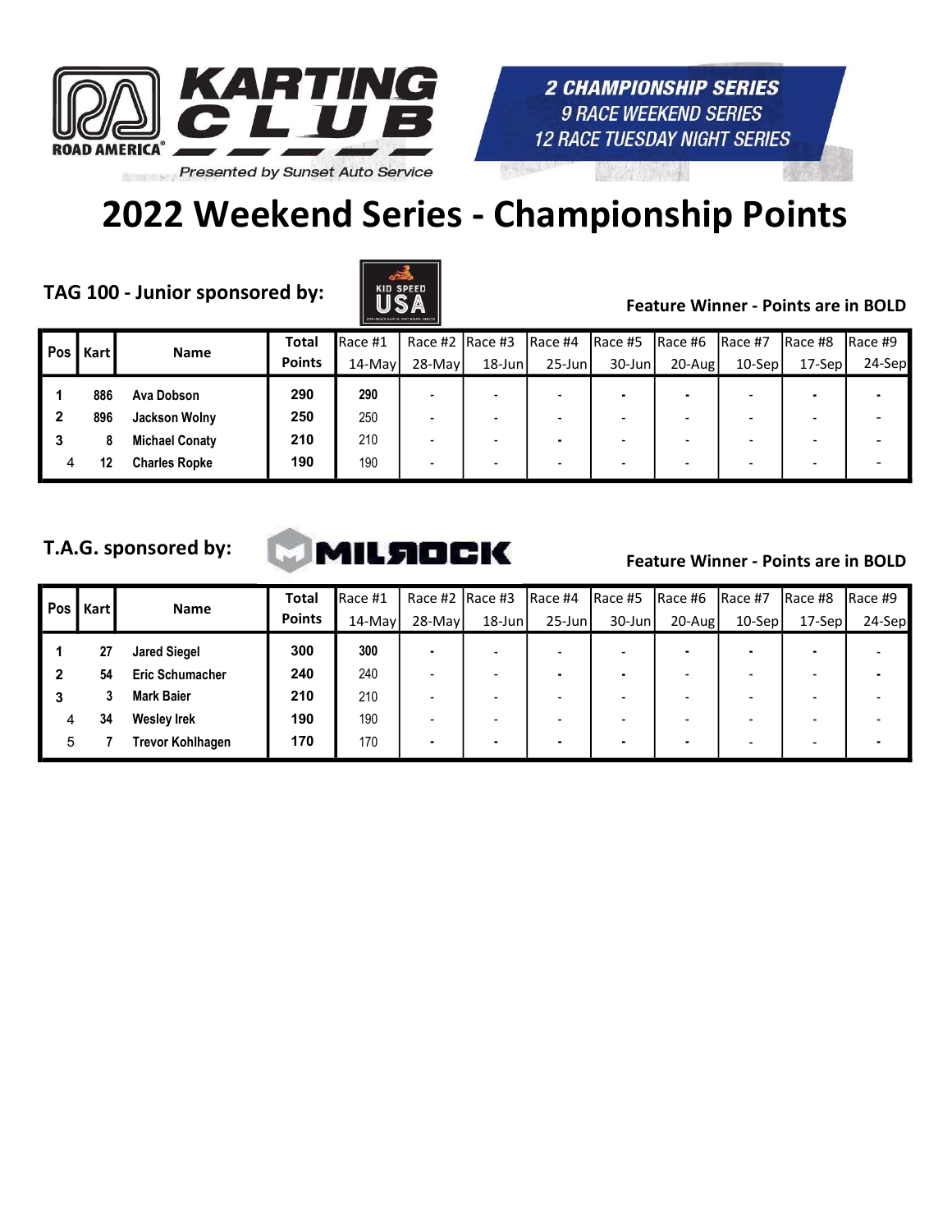**ROAD AMERICA KARTING CLUB**
*Presented by Sunset Auto Service*

**2 CHAMPIONSHIP SERIES**
*9 RACE WEEKEND SERIES*
*12 RACE TUESDAY NIGHT SERIES*

# 2022 Weekend Series - Championship Points

## TAG 100 - Junior sponsored by: KID SPEED USA

**Feature Winner - Points are in BOLD**

| Pos | Kart | Name | Total Points | Race #1 14-May | Race #2 28-May | Race #3 18-Jun | Race #4 25-Jun | Race #5 30-Jun | Race #6 20-Aug | Race #7 10-Sep | Race #8 17-Sep | Race #9 24-Sep |
|---|---|---|---|---|---|---|---|---|---|---|---|---|
| 1 | 886 | Ava Dobson | 290 | **290** | - | - | - | - | - | - | - | - |
| 2 | 896 | Jackson Wolny | 250 | 250 | - | - | - | - | - | - | - | - |
| 3 | 8 | Michael Conaty | 210 | 210 | - | - | - | - | - | - | - | - |
| 4 | 12 | Charles Ropke | 190 | 190 | - | - | - | - | - | - | - | - |

## T.A.G. sponsored by: MILROCK

**Feature Winner - Points are in BOLD**

| Pos | Kart | Name | Total Points | Race #1 14-May | Race #2 28-May | Race #3 18-Jun | Race #4 25-Jun | Race #5 30-Jun | Race #6 20-Aug | Race #7 10-Sep | Race #8 17-Sep | Race #9 24-Sep |
|---|---|---|---|---|---|---|---|---|---|---|---|---|
| 1 | 27 | Jared Siegel | 300 | **300** | - | - | - | - | - | - | - | - |
| 2 | 54 | Eric Schumacher | 240 | 240 | - | - | - | - | - | - | - | - |
| 3 | 3 | Mark Baier | 210 | 210 | - | - | - | - | - | - | - | - |
| 4 | 34 | Wesley Irek | 190 | 190 | - | - | - | - | - | - | - | - |
| 5 | 7 | Trevor Kohlhagen | 170 | 170 | - | - | - | - | - | - | - | - |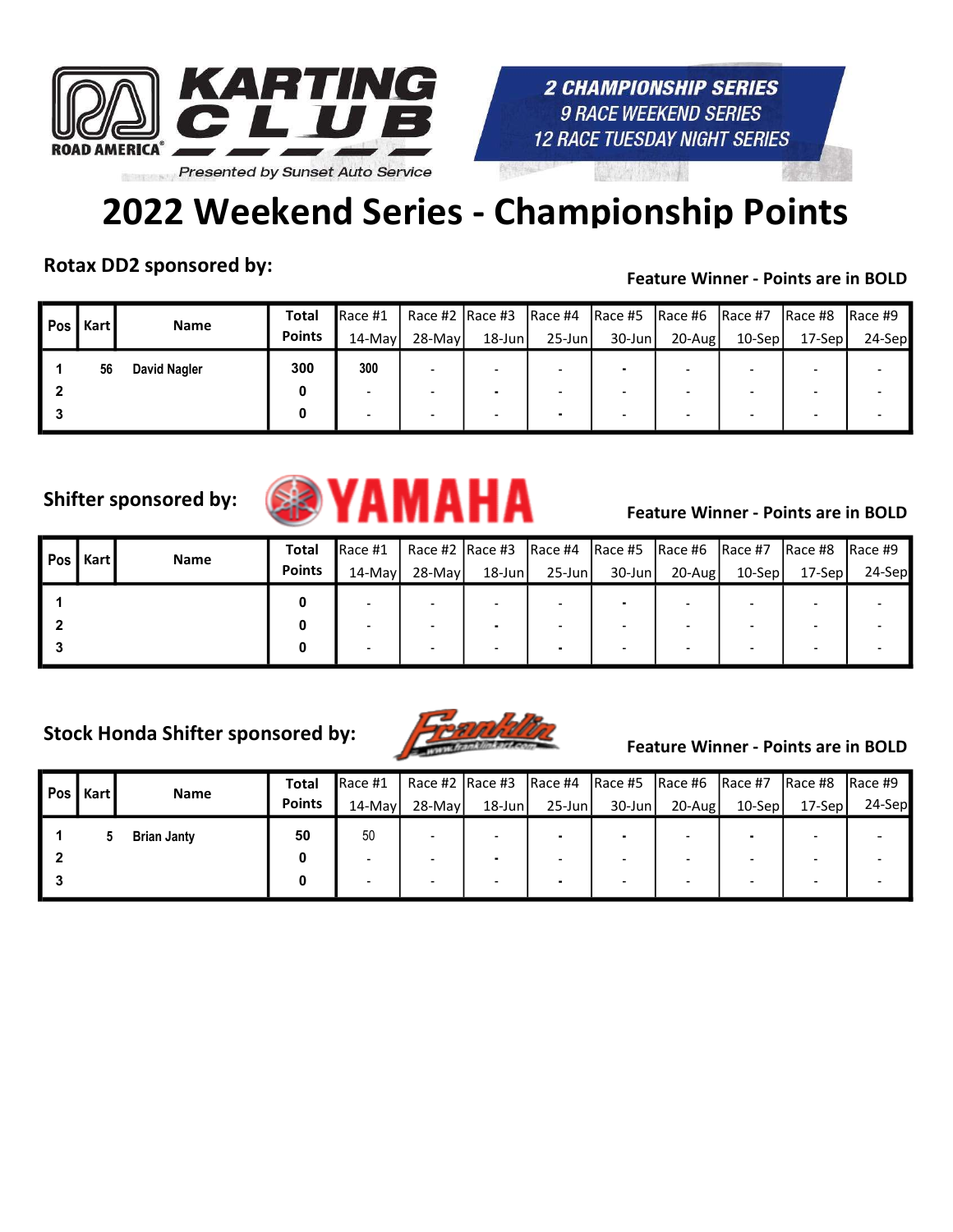KARTING CLUB

ROAD AMERICA

Presented by Sunset Auto Service

2 CHAMPIONSHIP SERIES
9 RACE WEEKEND SERIES
12 RACE TUESDAY NIGHT SERIES

# 2022 Weekend Series - Championship Points

## Rotax DD2 sponsored by:

**Feature Winner - Points are in BOLD**

| Pos | Kart | Name | Total Points | Race #1 14-May | Race #2 28-May | Race #3 18-Jun | Race #4 25-Jun | Race #5 30-Jun | Race #6 20-Aug | Race #7 10-Sep | Race #8 17-Sep | Race #9 24-Sep |
|---|---|---|---|---|---|---|---|---|---|---|---|---|
| 1 | 56 | David Nagler | 300 | **300** | - | - | - | - | - | - | - | - |
| 2 | | | 0 | - | - | - | - | - | - | - | - | - |
| 3 | | | 0 | - | - | - | - | - | - | - | - | - |

## Shifter sponsored by: YAMAHA

**Feature Winner - Points are in BOLD**

| Pos | Kart | Name | Total Points | Race #1 14-May | Race #2 28-May | Race #3 18-Jun | Race #4 25-Jun | Race #5 30-Jun | Race #6 20-Aug | Race #7 10-Sep | Race #8 17-Sep | Race #9 24-Sep |
|---|---|---|---|---|---|---|---|---|---|---|---|---|
| 1 | | | 0 | - | - | - | - | - | - | - | - | - |
| 2 | | | 0 | - | - | - | - | - | - | - | - | - |
| 3 | | | 0 | - | - | - | - | - | - | - | - | - |

## Stock Honda Shifter sponsored by: Franklin

**Feature Winner - Points are in BOLD**

| Pos | Kart | Name | Total Points | Race #1 14-May | Race #2 28-May | Race #3 18-Jun | Race #4 25-Jun | Race #5 30-Jun | Race #6 20-Aug | Race #7 10-Sep | Race #8 17-Sep | Race #9 24-Sep |
|---|---|---|---|---|---|---|---|---|---|---|---|---|
| 1 | 5 | Brian Janty | 50 | 50 | - | - | - | - | - | - | - | - |
| 2 | | | 0 | - | - | - | - | - | - | - | - | - |
| 3 | | | 0 | - | - | - | - | - | - | - | - | - |